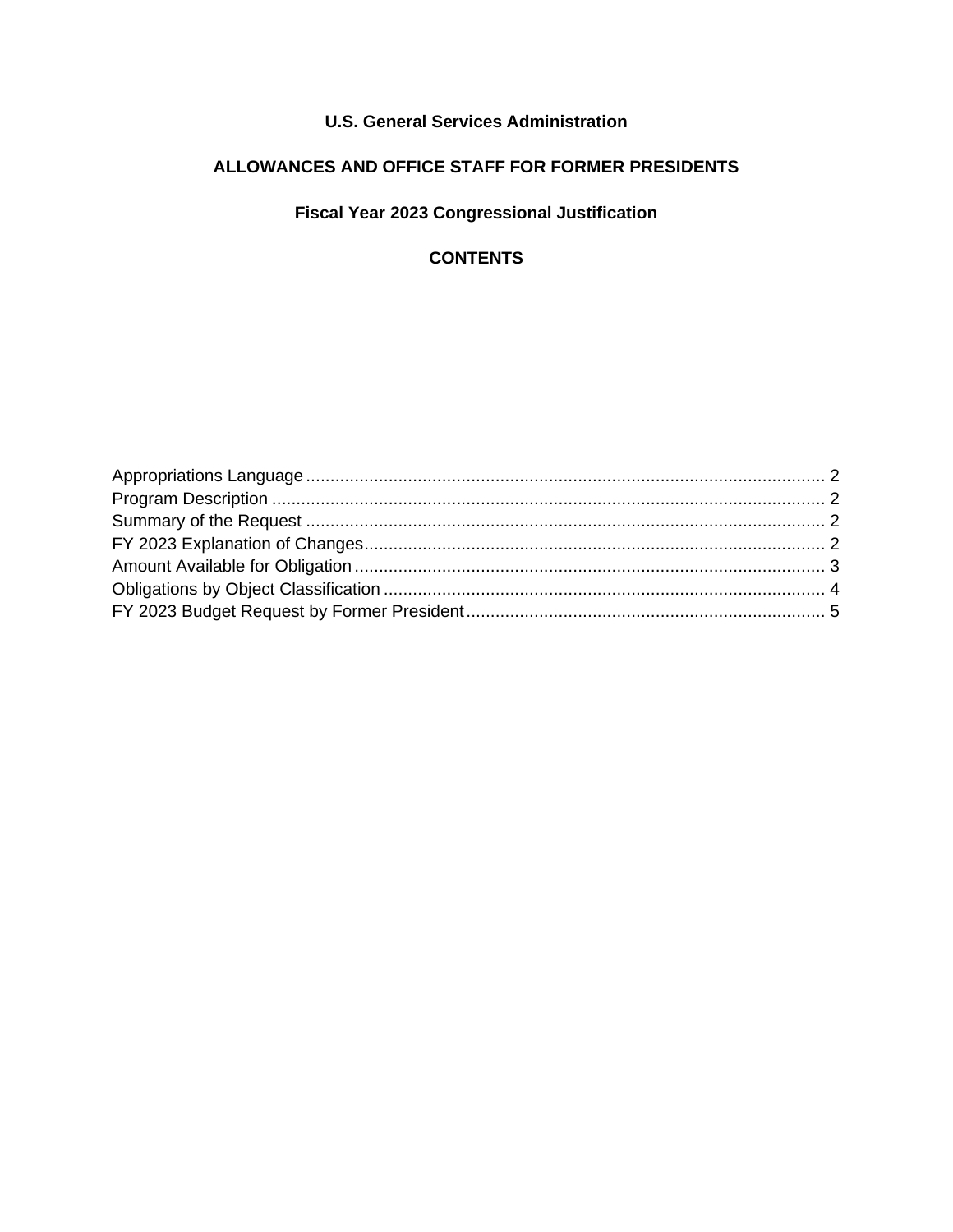**U.S. General Services Administration**

**ALLOWANCES AND OFFICE STAFF FOR FORMER PRESIDENTS**

**Fiscal Year 2023 Congressional Justification**

**CONTENTS**

Appropriations Language ........................................................................................................... 2
Program Description .................................................................................................................. 2
Summary of the Request ........................................................................................................... 2
FY 2023 Explanation of Changes............................................................................................... 2
Amount Available for Obligation................................................................................................. 3
Obligations by Object Classification ........................................................................................... 4
FY 2023 Budget Request by Former President.......................................................................... 5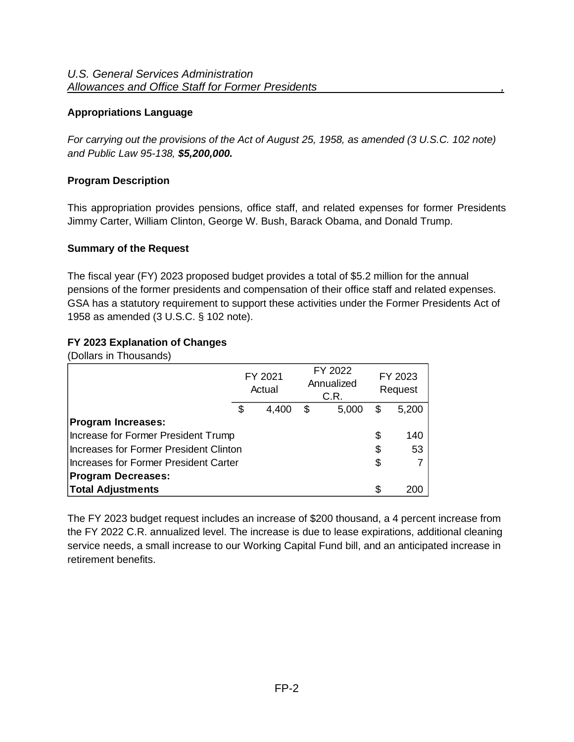*U.S. General Services Administration*
*Allowances and Office Staff for Former Presidents*

**Appropriations Language**

*For carrying out the provisions of the Act of August 25, 1958, as amended (3 U.S.C. 102 note) and Public Law 95-138,* ***$5,200,000.***

**Program Description**

This appropriation provides pensions, office staff, and related expenses for former Presidents Jimmy Carter, William Clinton, George W. Bush, Barack Obama, and Donald Trump.

**Summary of the Request**

The fiscal year (FY) 2023 proposed budget provides a total of $5.2 million for the annual pensions of the former presidents and compensation of their office staff and related expenses. GSA has a statutory requirement to support these activities under the Former Presidents Act of 1958 as amended (3 U.S.C. § 102 note).

**FY 2023 Explanation of Changes**
(Dollars in Thousands)

| | FY 2021 Actual | FY 2022 Annualized C.R. | FY 2023 Request |
|---|---|---|---|
| | $ 4,400 | $ 5,000 | $ 5,200 |
| **Program Increases:** | | | |
| Increase for Former President Trump | | | $ 140 |
| Increases for Former President Clinton | | | $ 53 |
| Increases for Former President Carter | | | $ 7 |
| **Program Decreases:** | | | |
| **Total Adjustments** | | | $ 200 |

The FY 2023 budget request includes an increase of $200 thousand, a 4 percent increase from the FY 2022 C.R. annualized level. The increase is due to lease expirations, additional cleaning service needs, a small increase to our Working Capital Fund bill, and an anticipated increase in retirement benefits.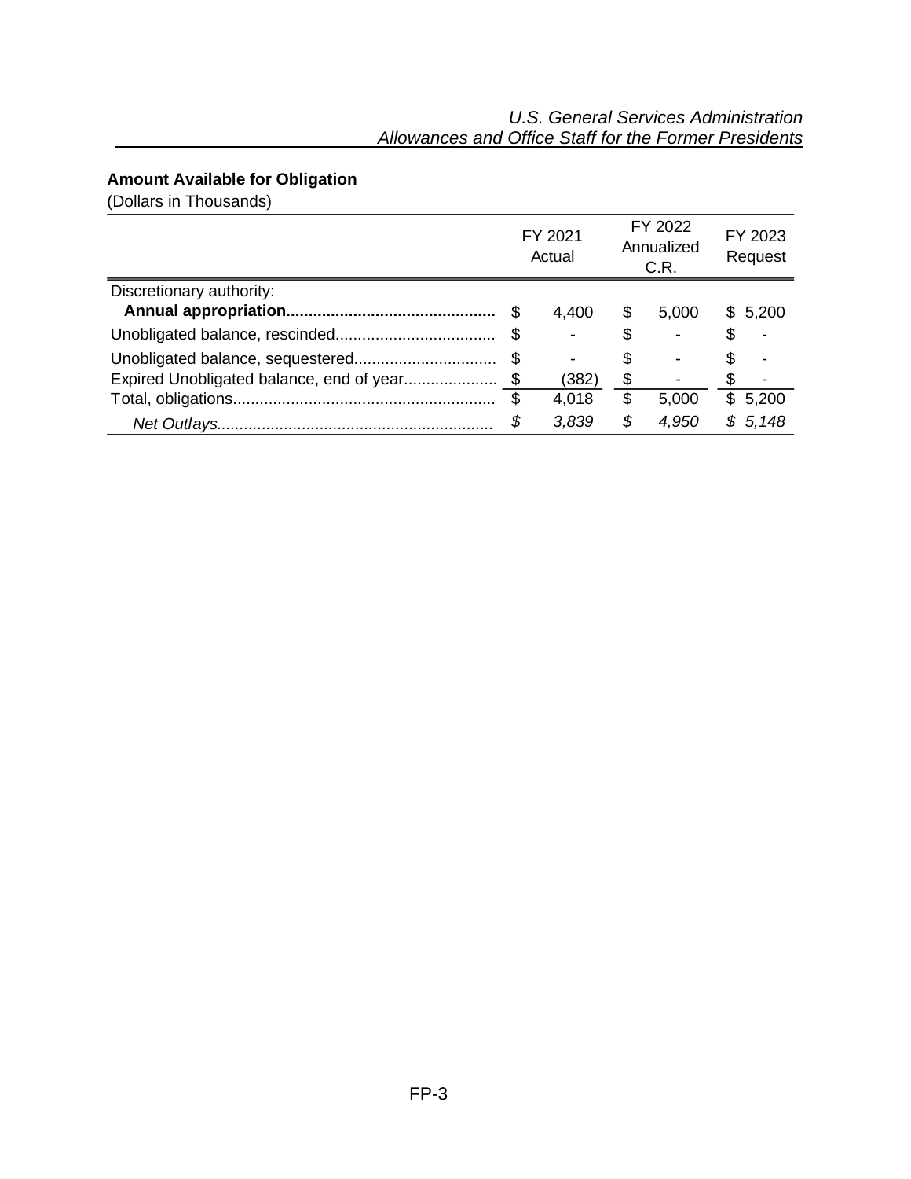**Amount Available for Obligation**

(Dollars in Thousands)

| | FY 2021 Actual | FY 2022 Annualized C.R. | FY 2023 Request |
|---|---|---|---|
| Discretionary authority: | | | |
| **Annual appropriation** | $ 4,400 | $ 5,000 | $ 5,200 |
| Unobligated balance, rescinded | $ - | $ - | $ - |
| Unobligated balance, sequestered | $ - | $ - | $ - |
| Expired Unobligated balance, end of year | $ (382) | $ - | $ - |
| Total, obligations | $ 4,018 | $ 5,000 | $ 5,200 |
| *Net Outlays* | *$ 3,839* | *$ 4,950* | *$ 5,148* |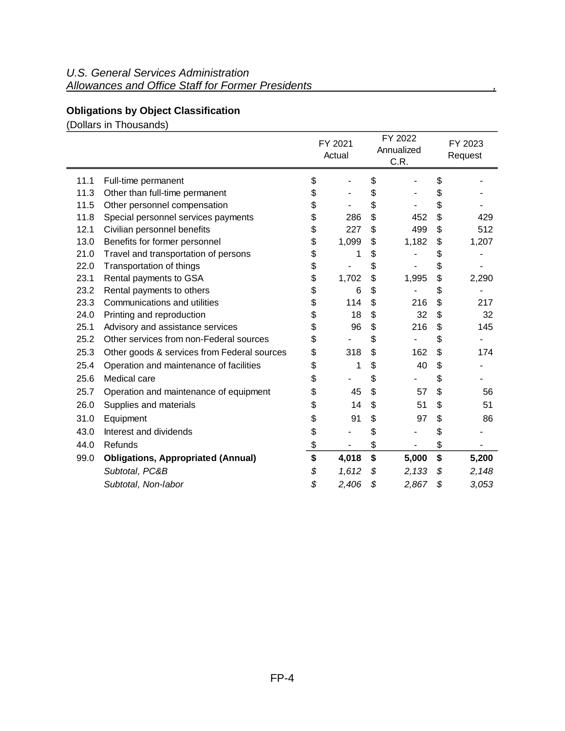*U.S. General Services Administration*
*Allowances and Office Staff for Former Presidents*

**Obligations by Object Classification**

(Dollars in Thousands)

| | | FY 2021 Actual | FY 2022 Annualized C.R. | FY 2023 Request |
|---|---|---|---|---|
| 11.1 | Full-time permanent | $ - | $ - | $ - |
| 11.3 | Other than full-time permanent | $ - | $ - | $ - |
| 11.5 | Other personnel compensation | $ - | $ - | $ - |
| 11.8 | Special personnel services payments | $ 286 | $ 452 | $ 429 |
| 12.1 | Civilian personnel benefits | $ 227 | $ 499 | $ 512 |
| 13.0 | Benefits for former personnel | $ 1,099 | $ 1,182 | $ 1,207 |
| 21.0 | Travel and transportation of persons | $ 1 | $ - | $ - |
| 22.0 | Transportation of things | $ - | $ - | $ - |
| 23.1 | Rental payments to GSA | $ 1,702 | $ 1,995 | $ 2,290 |
| 23.2 | Rental payments to others | $ 6 | $ - | $ - |
| 23.3 | Communications and utilities | $ 114 | $ 216 | $ 217 |
| 24.0 | Printing and reproduction | $ 18 | $ 32 | $ 32 |
| 25.1 | Advisory and assistance services | $ 96 | $ 216 | $ 145 |
| 25.2 | Other services from non-Federal sources | $ - | $ - | $ - |
| 25.3 | Other goods & services from Federal sources | $ 318 | $ 162 | $ 174 |
| 25.4 | Operation and maintenance of facilities | $ 1 | $ 40 | $ - |
| 25.6 | Medical care | $ - | $ - | $ - |
| 25.7 | Operation and maintenance of equipment | $ 45 | $ 57 | $ 56 |
| 26.0 | Supplies and materials | $ 14 | $ 51 | $ 51 |
| 31.0 | Equipment | $ 91 | $ 97 | $ 86 |
| 43.0 | Interest and dividends | $ - | $ - | $ - |
| 44.0 | Refunds | $ - | $ - | $ - |
| 99.0 | **Obligations, Appropriated (Annual)** | **$ 4,018** | **$ 5,000** | **$ 5,200** |
| | *Subtotal, PC&B* | *$ 1,612* | *$ 2,133* | *$ 2,148* |
| | *Subtotal, Non-labor* | *$ 2,406* | *$ 2,867* | *$ 3,053* |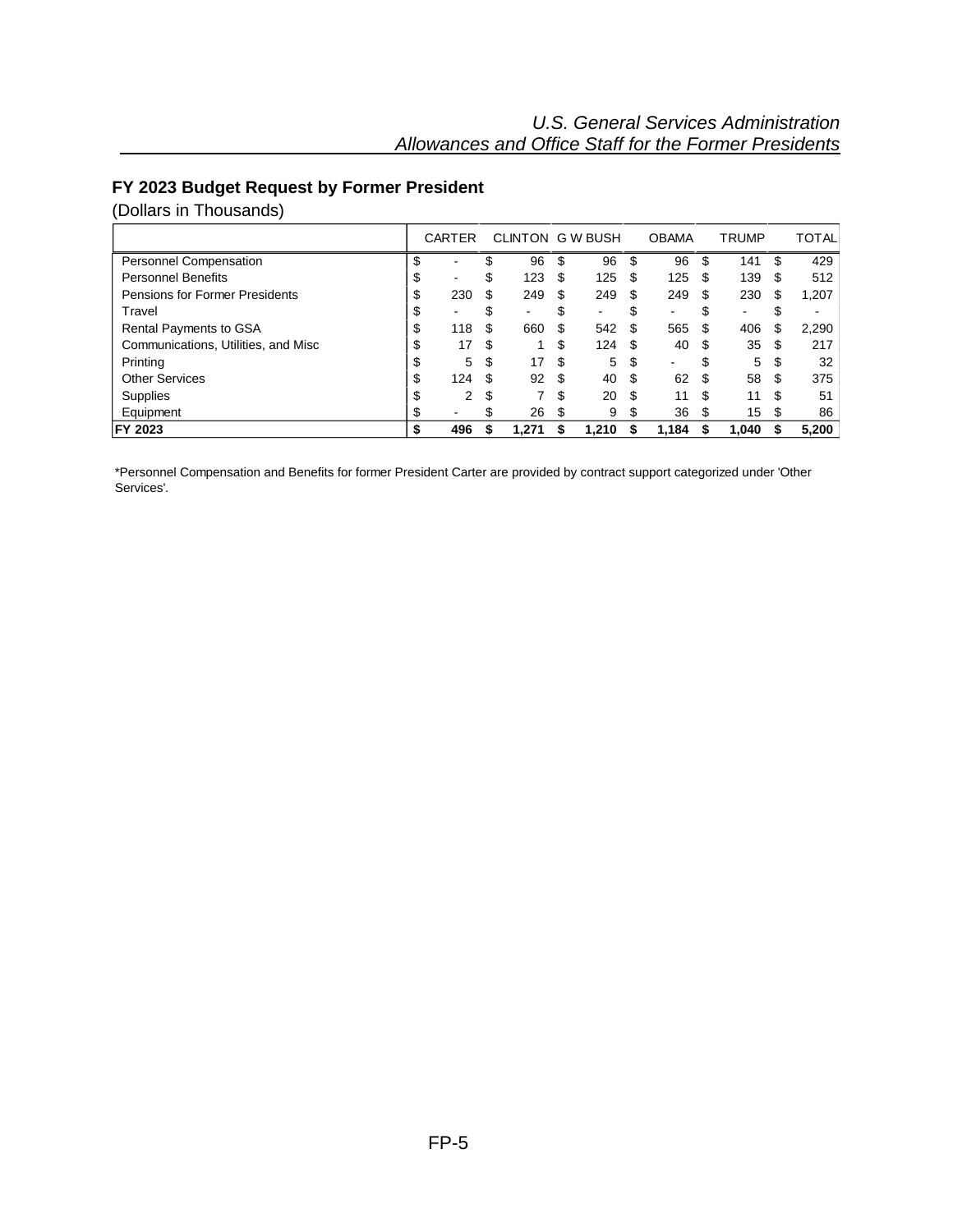## FY 2023 Budget Request by Former President

(Dollars in Thousands)

| | CARTER | CLINTON | G W BUSH | OBAMA | TRUMP | TOTAL |
|---|---|---|---|---|---|---|
| Personnel Compensation | $ - | $ 96 | $ 96 | $ 96 | $ 141 | $ 429 |
| Personnel Benefits | $ - | $ 123 | $ 125 | $ 125 | $ 139 | $ 512 |
| Pensions for Former Presidents | $ 230 | $ 249 | $ 249 | $ 249 | $ 230 | $ 1,207 |
| Travel | $ - | $ - | $ - | $ - | $ - | $ - |
| Rental Payments to GSA | $ 118 | $ 660 | $ 542 | $ 565 | $ 406 | $ 2,290 |
| Communications, Utilities, and Misc | $ 17 | $ 1 | $ 124 | $ 40 | $ 35 | $ 217 |
| Printing | $ 5 | $ 17 | $ 5 | $ - | $ 5 | $ 32 |
| Other Services | $ 124 | $ 92 | $ 40 | $ 62 | $ 58 | $ 375 |
| Supplies | $ 2 | $ 7 | $ 20 | $ 11 | $ 11 | $ 51 |
| Equipment | $ - | $ 26 | $ 9 | $ 36 | $ 15 | $ 86 |
| **FY 2023** | **$ 496** | **$ 1,271** | **$ 1,210** | **$ 1,184** | **$ 1,040** | **$ 5,200** |

*Personnel Compensation and Benefits for former President Carter are provided by contract support categorized under 'Other Services'.